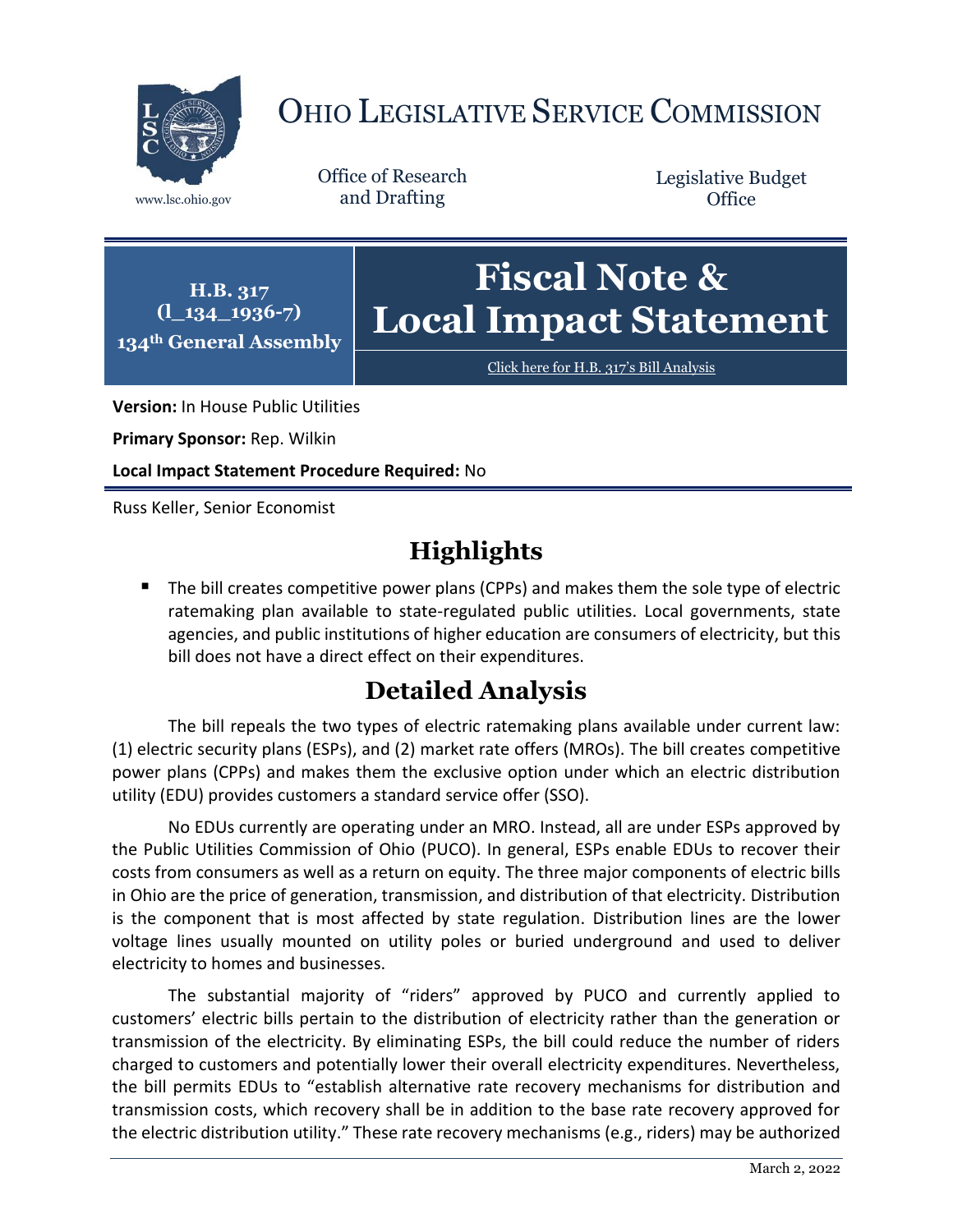# OHIO LEGISLATIVE SERVICE COMMISSION

www.lsc.ohio.gov

Office of Research and Drafting

Legislative Budget Office

**H.B. 317**
**(l_134_1936-7)**
**134th General Assembly**

# Fiscal Note & Local Impact Statement

Click here for H.B. 317's Bill Analysis

**Version:** In House Public Utilities

**Primary Sponsor:** Rep. Wilkin

**Local Impact Statement Procedure Required:** No

Russ Keller, Senior Economist

## Highlights

- The bill creates competitive power plans (CPPs) and makes them the sole type of electric ratemaking plan available to state-regulated public utilities. Local governments, state agencies, and public institutions of higher education are consumers of electricity, but this bill does not have a direct effect on their expenditures.

## Detailed Analysis

The bill repeals the two types of electric ratemaking plans available under current law: (1) electric security plans (ESPs), and (2) market rate offers (MROs). The bill creates competitive power plans (CPPs) and makes them the exclusive option under which an electric distribution utility (EDU) provides customers a standard service offer (SSO).

No EDUs currently are operating under an MRO. Instead, all are under ESPs approved by the Public Utilities Commission of Ohio (PUCO). In general, ESPs enable EDUs to recover their costs from consumers as well as a return on equity. The three major components of electric bills in Ohio are the price of generation, transmission, and distribution of that electricity. Distribution is the component that is most affected by state regulation. Distribution lines are the lower voltage lines usually mounted on utility poles or buried underground and used to deliver electricity to homes and businesses.

The substantial majority of "riders" approved by PUCO and currently applied to customers' electric bills pertain to the distribution of electricity rather than the generation or transmission of the electricity. By eliminating ESPs, the bill could reduce the number of riders charged to customers and potentially lower their overall electricity expenditures. Nevertheless, the bill permits EDUs to "establish alternative rate recovery mechanisms for distribution and transmission costs, which recovery shall be in addition to the base rate recovery approved for the electric distribution utility." These rate recovery mechanisms (e.g., riders) may be authorized

March 2, 2022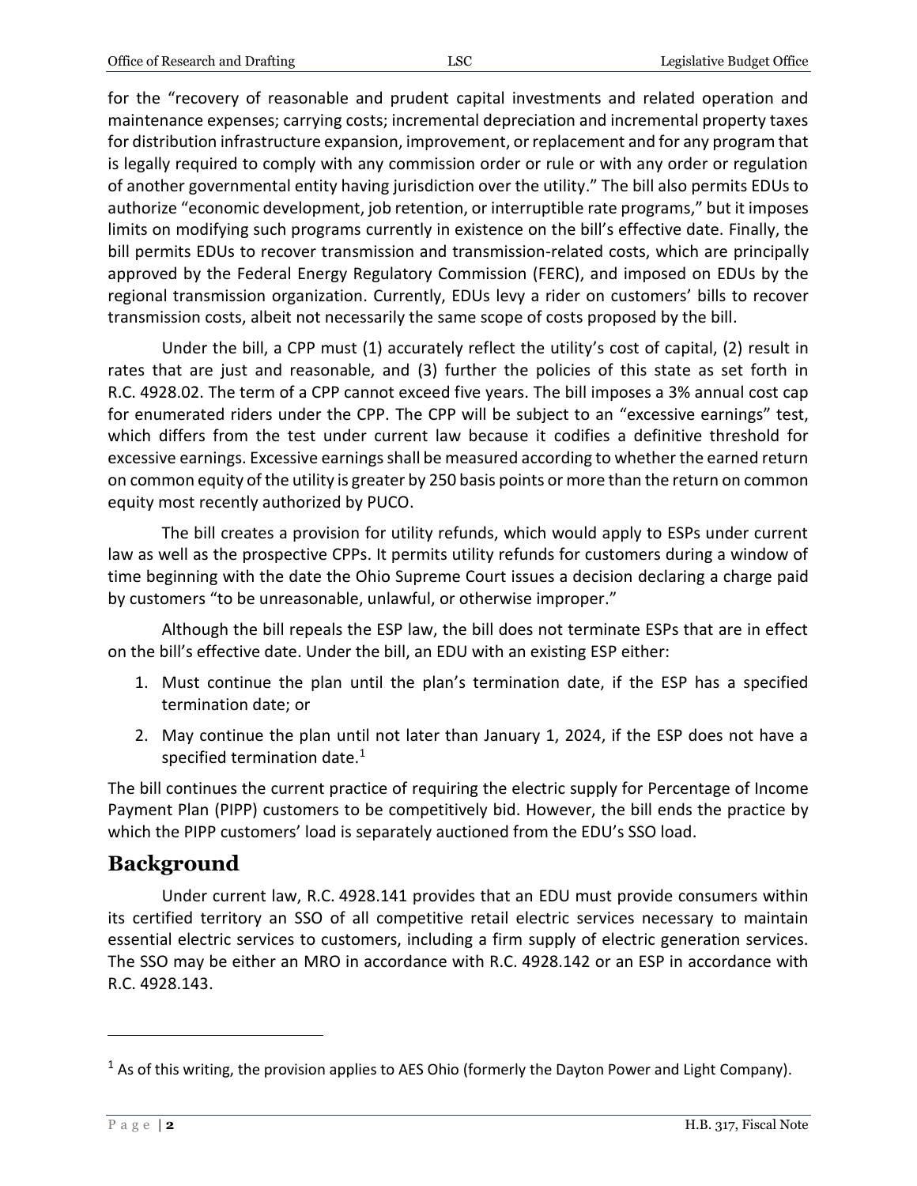for the "recovery of reasonable and prudent capital investments and related operation and maintenance expenses; carrying costs; incremental depreciation and incremental property taxes for distribution infrastructure expansion, improvement, or replacement and for any program that is legally required to comply with any commission order or rule or with any order or regulation of another governmental entity having jurisdiction over the utility." The bill also permits EDUs to authorize "economic development, job retention, or interruptible rate programs," but it imposes limits on modifying such programs currently in existence on the bill's effective date. Finally, the bill permits EDUs to recover transmission and transmission-related costs, which are principally approved by the Federal Energy Regulatory Commission (FERC), and imposed on EDUs by the regional transmission organization. Currently, EDUs levy a rider on customers' bills to recover transmission costs, albeit not necessarily the same scope of costs proposed by the bill.

Under the bill, a CPP must (1) accurately reflect the utility's cost of capital, (2) result in rates that are just and reasonable, and (3) further the policies of this state as set forth in R.C. 4928.02. The term of a CPP cannot exceed five years. The bill imposes a 3% annual cost cap for enumerated riders under the CPP. The CPP will be subject to an "excessive earnings" test, which differs from the test under current law because it codifies a definitive threshold for excessive earnings. Excessive earnings shall be measured according to whether the earned return on common equity of the utility is greater by 250 basis points or more than the return on common equity most recently authorized by PUCO.

The bill creates a provision for utility refunds, which would apply to ESPs under current law as well as the prospective CPPs. It permits utility refunds for customers during a window of time beginning with the date the Ohio Supreme Court issues a decision declaring a charge paid by customers "to be unreasonable, unlawful, or otherwise improper."

Although the bill repeals the ESP law, the bill does not terminate ESPs that are in effect on the bill's effective date. Under the bill, an EDU with an existing ESP either:

1. Must continue the plan until the plan's termination date, if the ESP has a specified termination date; or
2. May continue the plan until not later than January 1, 2024, if the ESP does not have a specified termination date.[1]

The bill continues the current practice of requiring the electric supply for Percentage of Income Payment Plan (PIPP) customers to be competitively bid. However, the bill ends the practice by which the PIPP customers' load is separately auctioned from the EDU's SSO load.

## Background

Under current law, R.C. 4928.141 provides that an EDU must provide consumers within its certified territory an SSO of all competitive retail electric services necessary to maintain essential electric services to customers, including a firm supply of electric generation services. The SSO may be either an MRO in accordance with R.C. 4928.142 or an ESP in accordance with R.C. 4928.143.

---

[1] As of this writing, the provision applies to AES Ohio (formerly the Dayton Power and Light Company).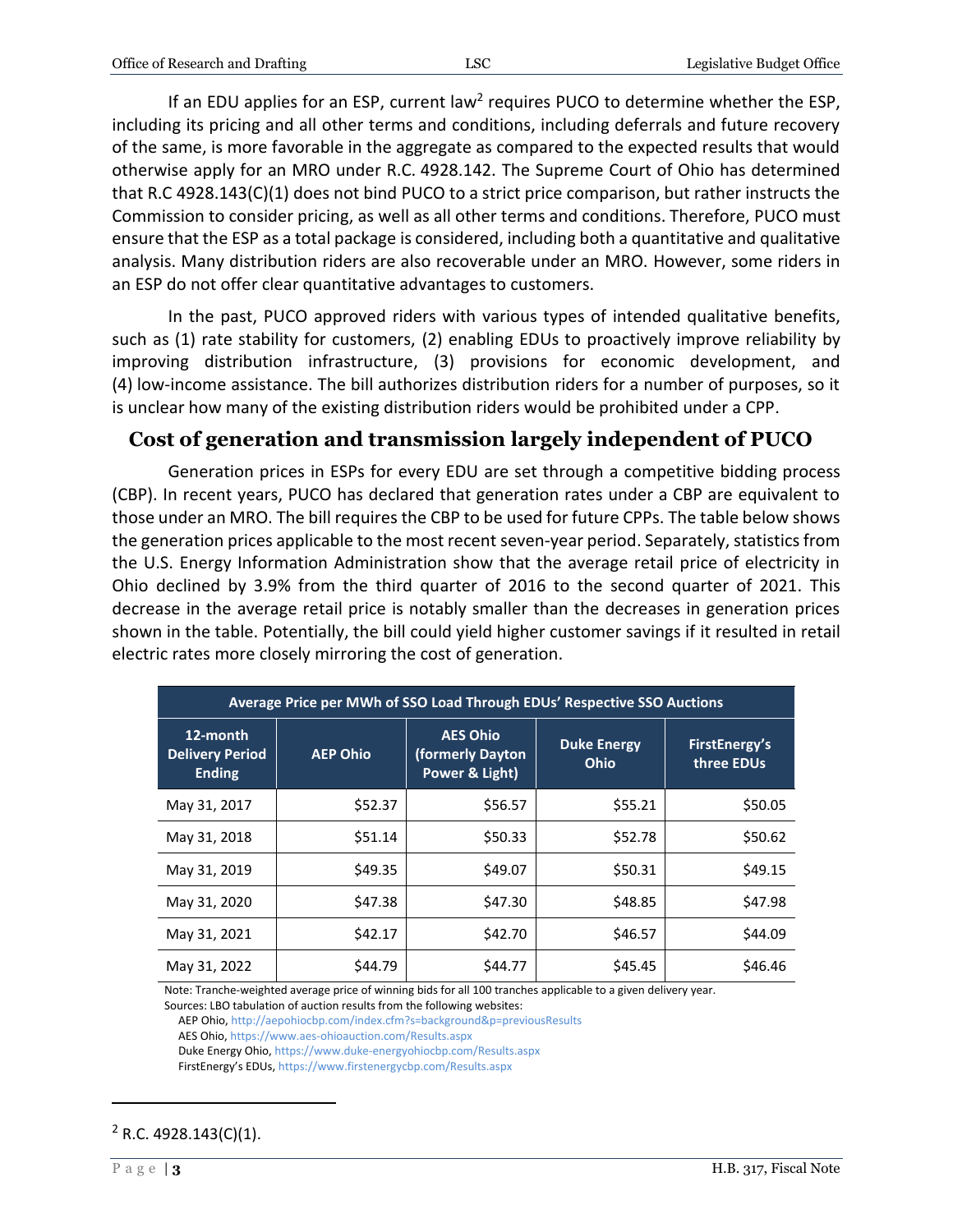If an EDU applies for an ESP, current law[2] requires PUCO to determine whether the ESP, including its pricing and all other terms and conditions, including deferrals and future recovery of the same, is more favorable in the aggregate as compared to the expected results that would otherwise apply for an MRO under R.C. 4928.142. The Supreme Court of Ohio has determined that R.C 4928.143(C)(1) does not bind PUCO to a strict price comparison, but rather instructs the Commission to consider pricing, as well as all other terms and conditions. Therefore, PUCO must ensure that the ESP as a total package is considered, including both a quantitative and qualitative analysis. Many distribution riders are also recoverable under an MRO. However, some riders in an ESP do not offer clear quantitative advantages to customers.

In the past, PUCO approved riders with various types of intended qualitative benefits, such as (1) rate stability for customers, (2) enabling EDUs to proactively improve reliability by improving distribution infrastructure, (3) provisions for economic development, and (4) low-income assistance. The bill authorizes distribution riders for a number of purposes, so it is unclear how many of the existing distribution riders would be prohibited under a CPP.

## Cost of generation and transmission largely independent of PUCO

Generation prices in ESPs for every EDU are set through a competitive bidding process (CBP). In recent years, PUCO has declared that generation rates under a CBP are equivalent to those under an MRO. The bill requires the CBP to be used for future CPPs. The table below shows the generation prices applicable to the most recent seven-year period. Separately, statistics from the U.S. Energy Information Administration show that the average retail price of electricity in Ohio declined by 3.9% from the third quarter of 2016 to the second quarter of 2021. This decrease in the average retail price is notably smaller than the decreases in generation prices shown in the table. Potentially, the bill could yield higher customer savings if it resulted in retail electric rates more closely mirroring the cost of generation.

| Average Price per MWh of SSO Load Through EDUs' Respective SSO Auctions | | | | |
|---|---|---|---|---|
| 12-month Delivery Period Ending | AEP Ohio | AES Ohio (formerly Dayton Power & Light) | Duke Energy Ohio | FirstEnergy's three EDUs |
| May 31, 2017 | $52.37 | $56.57 | $55.21 | $50.05 |
| May 31, 2018 | $51.14 | $50.33 | $52.78 | $50.62 |
| May 31, 2019 | $49.35 | $49.07 | $50.31 | $49.15 |
| May 31, 2020 | $47.38 | $47.30 | $48.85 | $47.98 |
| May 31, 2021 | $42.17 | $42.70 | $46.57 | $44.09 |
| May 31, 2022 | $44.79 | $44.77 | $45.45 | $46.46 |

Note: Tranche-weighted average price of winning bids for all 100 tranches applicable to a given delivery year.

Sources: LBO tabulation of auction results from the following websites:

AEP Ohio, http://aepohiocbp.com/index.cfm?s=background&p=previousResults

AES Ohio, https://www.aes-ohioauction.com/Results.aspx

Duke Energy Ohio, https://www.duke-energyohiocbp.com/Results.aspx

FirstEnergy's EDUs, https://www.firstenergycbp.com/Results.aspx

---

[2] R.C. 4928.143(C)(1).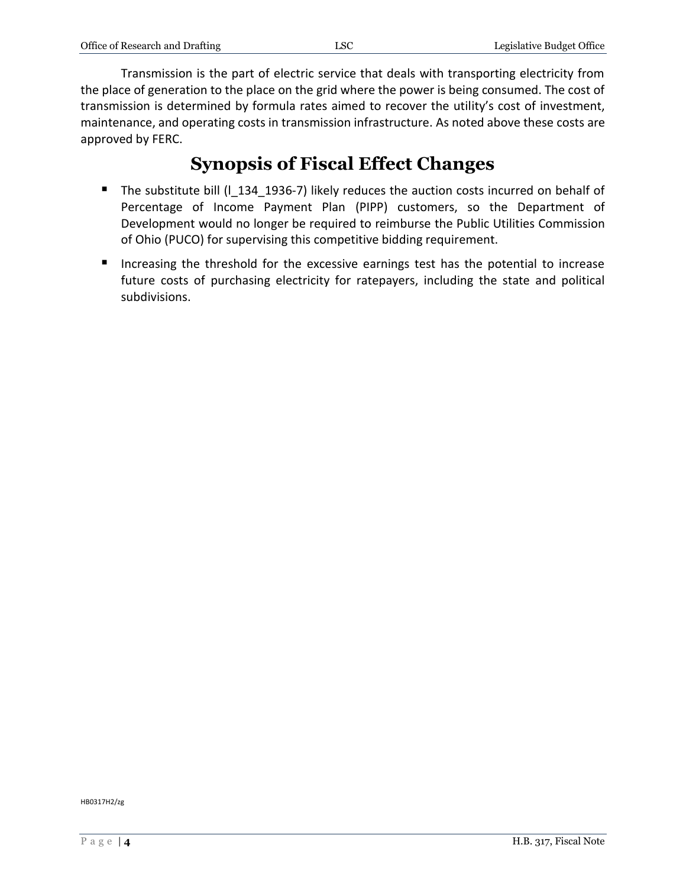Transmission is the part of electric service that deals with transporting electricity from the place of generation to the place on the grid where the power is being consumed. The cost of transmission is determined by formula rates aimed to recover the utility's cost of investment, maintenance, and operating costs in transmission infrastructure. As noted above these costs are approved by FERC.

# Synopsis of Fiscal Effect Changes

- The substitute bill (l_134_1936-7) likely reduces the auction costs incurred on behalf of Percentage of Income Payment Plan (PIPP) customers, so the Department of Development would no longer be required to reimburse the Public Utilities Commission of Ohio (PUCO) for supervising this competitive bidding requirement.
- Increasing the threshold for the excessive earnings test has the potential to increase future costs of purchasing electricity for ratepayers, including the state and political subdivisions.

HB0317H2/zg